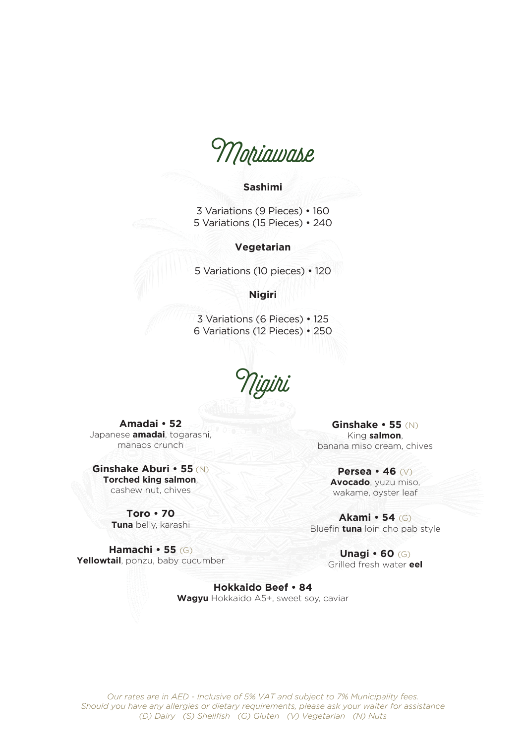# Moriawase

### Sashimi

3 Variations (9 Pieces) • 160
5 Variations (15 Pieces) • 240

### Vegetarian

5 Variations (10 pieces) • 120

### Nigiri

3 Variations (6 Pieces) • 125
6 Variations (12 Pieces) • 250

# Nigiri

**Amadai • 52**
Japanese **amadai**, togarashi, manaos crunch

**Ginshake Aburi • 55** (N)
**Torched king salmon**, cashew nut, chives

**Toro • 70**
**Tuna** belly, karashi

**Hamachi • 55** (G)
**Yellowtail**, ponzu, baby cucumber

**Ginshake • 55** (N)
King **salmon**, banana miso cream, chives

**Persea • 46** (V)
**Avocado**, yuzu miso, wakame, oyster leaf

**Akami • 54** (G)
Bluefin **tuna** loin cho pab style

**Unagi • 60** (G)
Grilled fresh water **eel**

**Hokkaido Beef • 84**
**Wagyu** Hokkaido A5+, sweet soy, caviar

*Our rates are in AED - Inclusive of 5% VAT and subject to 7% Municipality fees.*
*Should you have any allergies or dietary requirements, please ask your waiter for assistance*
*(D) Dairy (S) Shellfish (G) Gluten (V) Vegetarian (N) Nuts*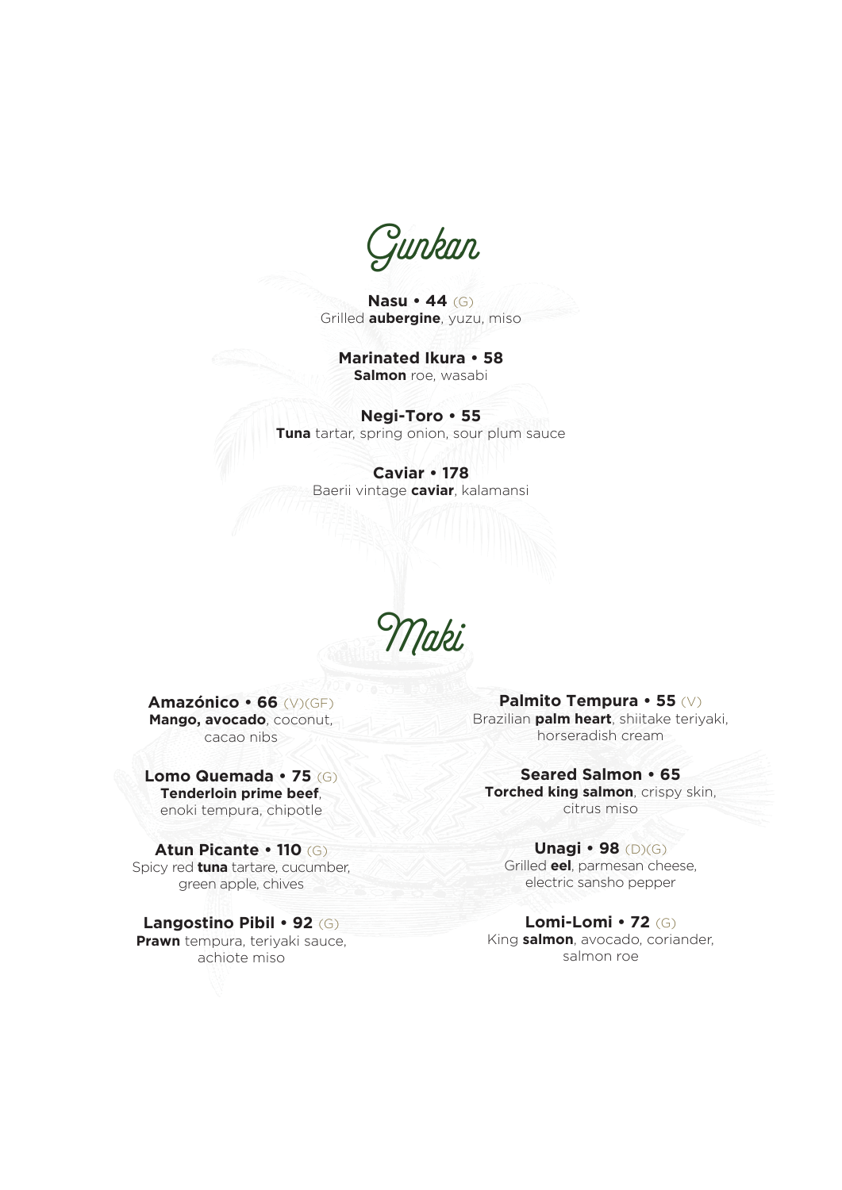## Gunkan

**Nasu • 44** (G)
Grilled **aubergine**, yuzu, miso

**Marinated Ikura • 58**
**Salmon** roe, wasabi

**Negi-Toro • 55**
**Tuna** tartar, spring onion, sour plum sauce

**Caviar • 178**
Baerii vintage **caviar**, kalamansi

## Maki

**Amazónico • 66** (V)(GF)
**Mango, avocado**, coconut, cacao nibs

**Lomo Quemada • 75** (G)
**Tenderloin prime beef**, enoki tempura, chipotle

**Atun Picante • 110** (G)
Spicy red **tuna** tartare, cucumber, green apple, chives

**Langostino Pibil • 92** (G)
**Prawn** tempura, teriyaki sauce, achiote miso

**Palmito Tempura • 55** (V)
Brazilian **palm heart**, shiitake teriyaki, horseradish cream

**Seared Salmon • 65**
**Torched king salmon**, crispy skin, citrus miso

**Unagi • 98** (D)(G)
Grilled **eel**, parmesan cheese, electric sansho pepper

**Lomi-Lomi • 72** (G)
King **salmon**, avocado, coriander, salmon roe